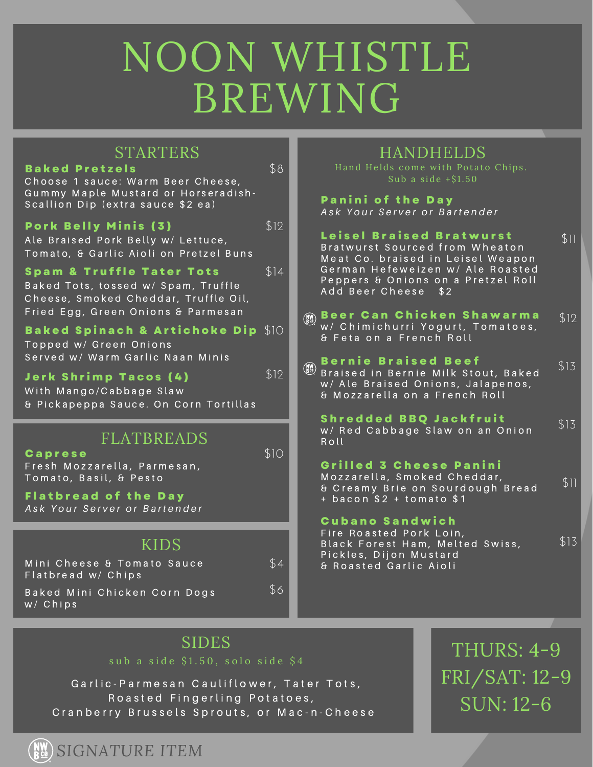# NOON WHISTLE BREWING

## STARTERS

**Baked Pretzels** — $8
Choose 1 sauce: Warm Beer Cheese, Gummy Maple Mustard or Horseradish-Scallion Dip (extra sauce $2 ea)

**Pork Belly Minis (3)** — $12
Ale Braised Pork Belly w/ Lettuce, Tomato, & Garlic Aioli on Pretzel Buns

**Spam & Truffle Tater Tots** — $14
Baked Tots, tossed w/ Spam, Truffle Cheese, Smoked Cheddar, Truffle Oil, Fried Egg, Green Onions & Parmesan

**Baked Spinach & Artichoke Dip** — $10
Topped w/ Green Onions
Served w/ Warm Garlic Naan Minis

**Jerk Shrimp Tacos (4)** — $12
With Mango/Cabbage Slaw & Pickapeppa Sauce. On Corn Tortillas

## FLATBREADS

**Caprese** — $10
Fresh Mozzarella, Parmesan, Tomato, Basil, & Pesto

**Flatbread of the Day**
*Ask Your Server or Bartender*

## KIDS

Mini Cheese & Tomato Sauce Flatbread w/ Chips — $4

Baked Mini Chicken Corn Dogs w/ Chips — $6

## HANDHELDS

Hand Helds come with Potato Chips.
Sub a side +$1.50

**Panini of the Day**
*Ask Your Server or Bartender*

**Leisel Braised Bratwurst** — $11
Bratwurst Sourced from Wheaton Meat Co. braised in Leisel Weapon German Hefeweizen w/ Ale Roasted Peppers & Onions on a Pretzel Roll
Add Beer Cheese $2

**Beer Can Chicken Shawarma** (Signature Item) — $12
w/ Chimichurri Yogurt, Tomatoes, & Feta on a French Roll

**Bernie Braised Beef** (Signature Item) — $13
Braised in Bernie Milk Stout, Baked w/ Ale Braised Onions, Jalapenos, & Mozzarella on a French Roll

**Shredded BBQ Jackfruit** — $13
w/ Red Cabbage Slaw on an Onion Roll

**Grilled 3 Cheese Panini** — $11
Mozzarella, Smoked Cheddar, & Creamy Brie on Sourdough Bread
+ bacon $2 + tomato $1

**Cubano Sandwich** — $13
Fire Roasted Pork Loin, Black Forest Ham, Melted Swiss, Pickles, Dijon Mustard & Roasted Garlic Aioli

## SIDES

sub a side $1.50, solo side $4

Garlic-Parmesan Cauliflower, Tater Tots, Roasted Fingerling Potatoes, Cranberry Brussels Sprouts, or Mac-n-Cheese

THURS: 4-9
FRI/SAT: 12-9
SUN: 12-6

NWBCo SIGNATURE ITEM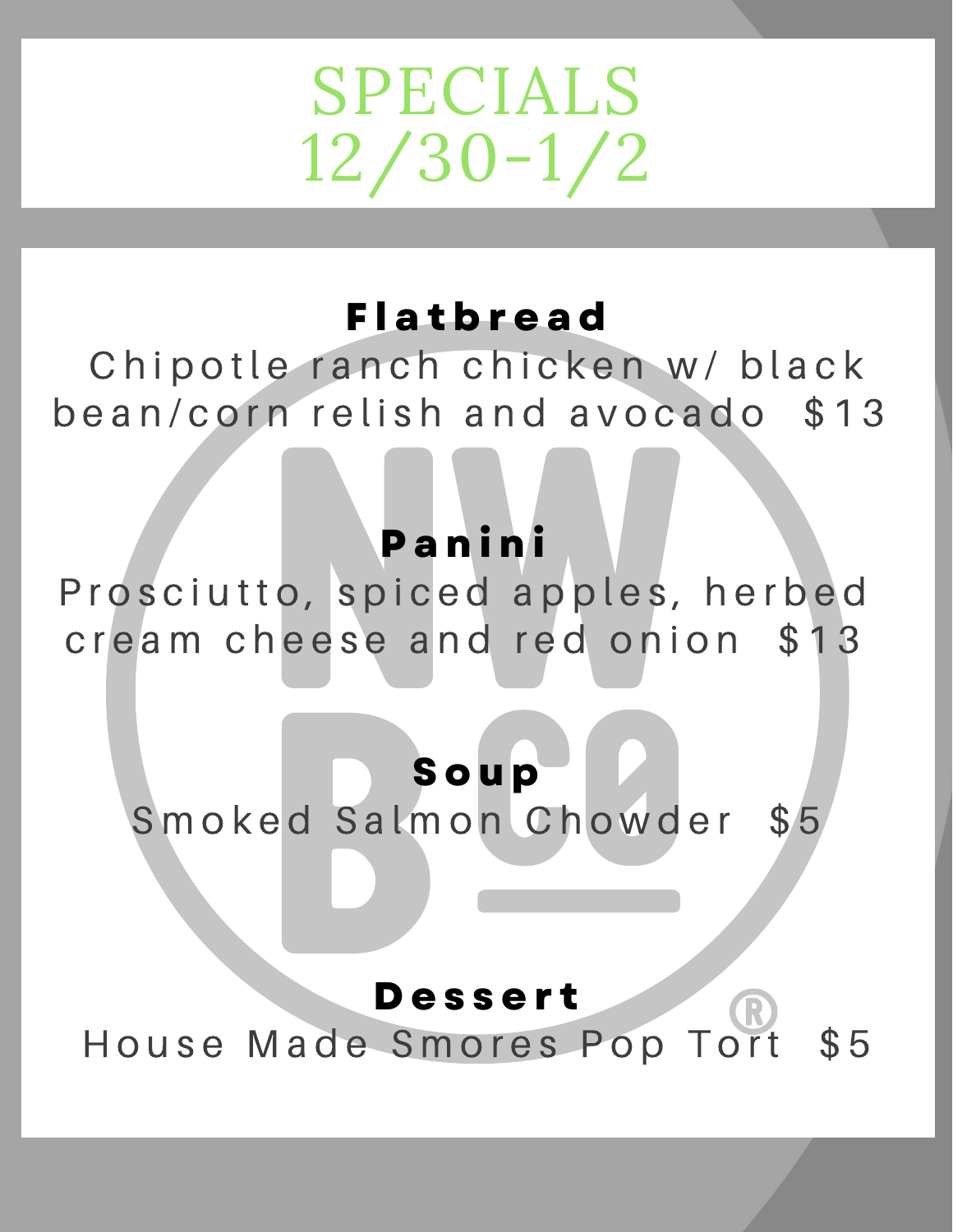# SPECIALS 12/30-1/2

## Flatbread

Chipotle ranch chicken w/ black bean/corn relish and avocado $13

## Panini

Prosciutto, spiced apples, herbed cream cheese and red onion $13

## Soup

Smoked Salmon Chowder $5

## Dessert

House Made Smores Pop Tort $5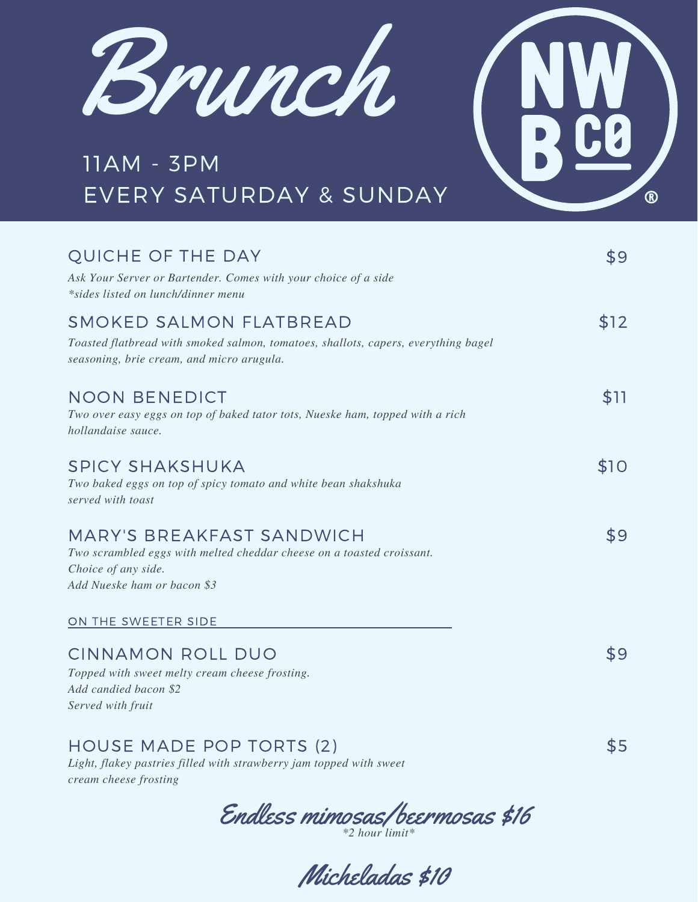# Brunch

11AM - 3PM
EVERY SATURDAY & SUNDAY

NW B CO ®

## QUICHE OF THE DAY — $9

*Ask Your Server or Bartender. Comes with your choice of a side*
**sides listed on lunch/dinner menu*

## SMOKED SALMON FLATBREAD — $12

*Toasted flatbread with smoked salmon, tomatoes, shallots, capers, everything bagel seasoning, brie cream, and micro arugula.*

## NOON BENEDICT — $11

*Two over easy eggs on top of baked tator tots, Nueske ham, topped with a rich hollandaise sauce.*

## SPICY SHAKSHUKA — $10

*Two baked eggs on top of spicy tomato and white bean shakshuka served with toast*

## MARY'S BREAKFAST SANDWICH — $9

*Two scrambled eggs with melted cheddar cheese on a toasted croissant.*
*Choice of any side.*
*Add Nueske ham or bacon $3*

### ON THE SWEETER SIDE

## CINNAMON ROLL DUO — $9

*Topped with sweet melty cream cheese frosting.*
*Add candied bacon $2*
*Served with fruit*

## HOUSE MADE POP TORTS (2) — $5

*Light, flakey pastries filled with strawberry jam topped with sweet cream cheese frosting*

**Endless mimosas/beermosas $16**
**2 hour limit**

**Micheladas $10**